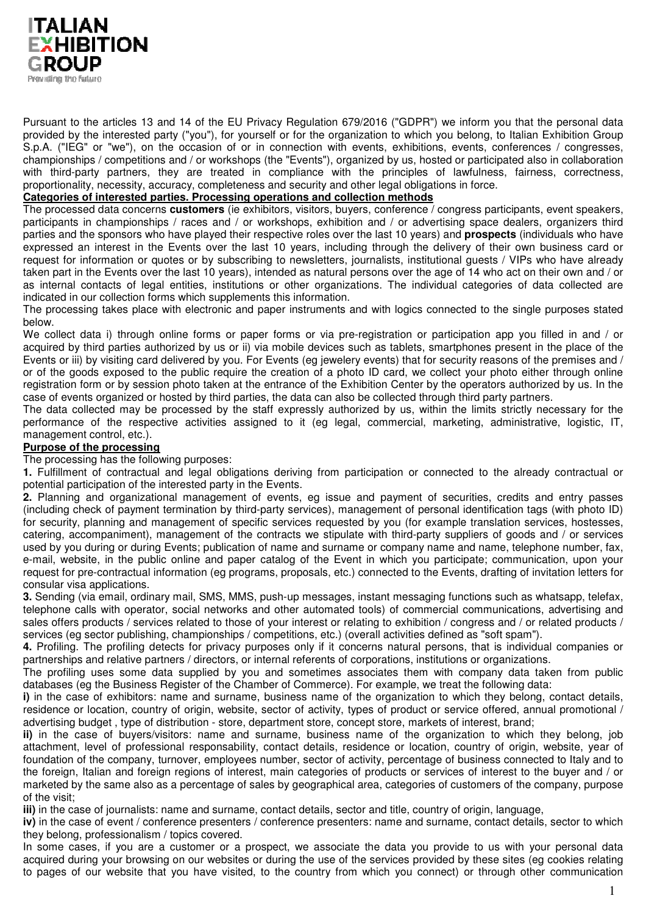ITALIAN EXHIBITION GROUP
Providing the future

Pursuant to the articles 13 and 14 of the EU Privacy Regulation 679/2016 ("GDPR") we inform you that the personal data provided by the interested party ("you"), for yourself or for the organization to which you belong, to Italian Exhibition Group S.p.A. ("IEG" or "we"), on the occasion of or in connection with events, exhibitions, events, conferences / congresses, championships / competitions and / or workshops (the "Events"), organized by us, hosted or participated also in collaboration with third-party partners, they are treated in compliance with the principles of lawfulness, fairness, correctness, proportionality, necessity, accuracy, completeness and security and other legal obligations in force.

**Categories of interested parties. Processing operations and collection methods**

The processed data concerns **customers** (ie exhibitors, visitors, buyers, conference / congress participants, event speakers, participants in championships / races and / or workshops, exhibition and / or advertising space dealers, organizers third parties and the sponsors who have played their respective roles over the last 10 years) and **prospects** (individuals who have expressed an interest in the Events over the last 10 years, including through the delivery of their own business card or request for information or quotes or by subscribing to newsletters, journalists, institutional guests / VIPs who have already taken part in the Events over the last 10 years), intended as natural persons over the age of 14 who act on their own and / or as internal contacts of legal entities, institutions or other organizations. The individual categories of data collected are indicated in our collection forms which supplements this information.

The processing takes place with electronic and paper instruments and with logics connected to the single purposes stated below.

We collect data i) through online forms or paper forms or via pre-registration or participation app you filled in and / or acquired by third parties authorized by us or ii) via mobile devices such as tablets, smartphones present in the place of the Events or iii) by visiting card delivered by you. For Events (eg jewelery events) that for security reasons of the premises and / or of the goods exposed to the public require the creation of a photo ID card, we collect your photo either through online registration form or by session photo taken at the entrance of the Exhibition Center by the operators authorized by us. In the case of events organized or hosted by third parties, the data can also be collected through third party partners.

The data collected may be processed by the staff expressly authorized by us, within the limits strictly necessary for the performance of the respective activities assigned to it (eg legal, commercial, marketing, administrative, logistic, IT, management control, etc.).

**Purpose of the processing**

The processing has the following purposes:

**1.** Fulfillment of contractual and legal obligations deriving from participation or connected to the already contractual or potential participation of the interested party in the Events.

**2.** Planning and organizational management of events, eg issue and payment of securities, credits and entry passes (including check of payment termination by third-party services), management of personal identification tags (with photo ID) for security, planning and management of specific services requested by you (for example translation services, hostesses, catering, accompaniment), management of the contracts we stipulate with third-party suppliers of goods and / or services used by you during or during Events; publication of name and surname or company name and name, telephone number, fax, e-mail, website, in the public online and paper catalog of the Event in which you participate; communication, upon your request for pre-contractual information (eg programs, proposals, etc.) connected to the Events, drafting of invitation letters for consular visa applications.

**3.** Sending (via email, ordinary mail, SMS, MMS, push-up messages, instant messaging functions such as whatsapp, telefax, telephone calls with operator, social networks and other automated tools) of commercial communications, advertising and sales offers products / services related to those of your interest or relating to exhibition / congress and / or related products / services (eg sector publishing, championships / competitions, etc.) (overall activities defined as "soft spam").

**4.** Profiling. The profiling detects for privacy purposes only if it concerns natural persons, that is individual companies or partnerships and relative partners / directors, or internal referents of corporations, institutions or organizations.

The profiling uses some data supplied by you and sometimes associates them with company data taken from public databases (eg the Business Register of the Chamber of Commerce). For example, we treat the following data:

**i)** in the case of exhibitors: name and surname, business name of the organization to which they belong, contact details, residence or location, country of origin, website, sector of activity, types of product or service offered, annual promotional / advertising budget , type of distribution - store, department store, concept store, markets of interest, brand;

**ii)** in the case of buyers/visitors: name and surname, business name of the organization to which they belong, job attachment, level of professional responsability, contact details, residence or location, country of origin, website, year of foundation of the company, turnover, employees number, sector of activity, percentage of business connected to Italy and to the foreign, Italian and foreign regions of interest, main categories of products or services of interest to the buyer and / or marketed by the same also as a percentage of sales by geographical area, categories of customers of the company, purpose of the visit;

**iii)** in the case of journalists: name and surname, contact details, sector and title, country of origin, language,

**iv)** in the case of event / conference presenters / conference presenters: name and surname, contact details, sector to which they belong, professionalism / topics covered.

In some cases, if you are a customer or a prospect, we associate the data you provide to us with your personal data acquired during your browsing on our websites or during the use of the services provided by these sites (eg cookies relating to pages of our website that you have visited, to the country from which you connect) or through other communication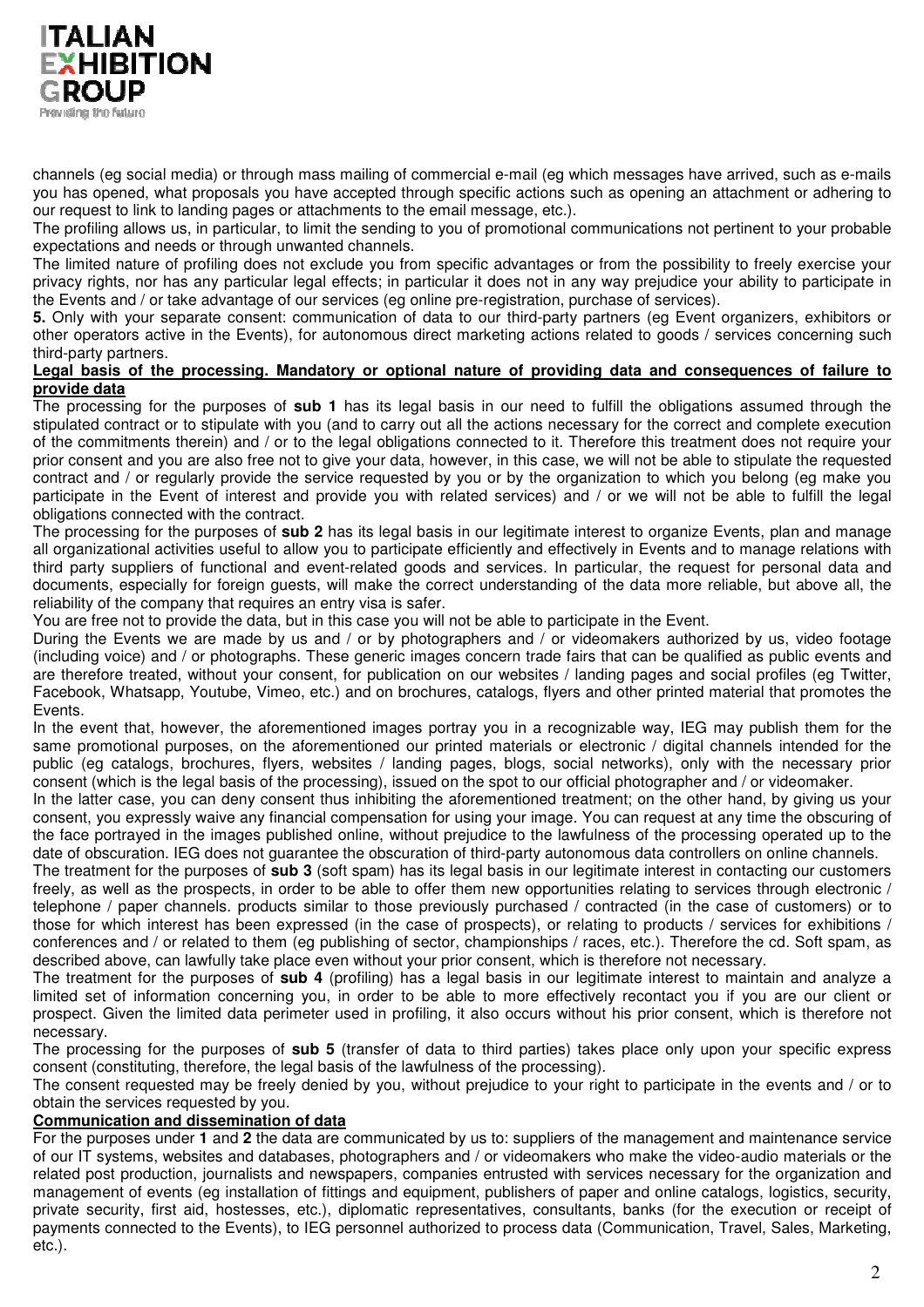channels (eg social media) or through mass mailing of commercial e-mail (eg which messages have arrived, such as e-mails you has opened, what proposals you have accepted through specific actions such as opening an attachment or adhering to our request to link to landing pages or attachments to the email message, etc.).

The profiling allows us, in particular, to limit the sending to you of promotional communications not pertinent to your probable expectations and needs or through unwanted channels.

The limited nature of profiling does not exclude you from specific advantages or from the possibility to freely exercise your privacy rights, nor has any particular legal effects; in particular it does not in any way prejudice your ability to participate in the Events and / or take advantage of our services (eg online pre-registration, purchase of services).

**5.** Only with your separate consent: communication of data to our third-party partners (eg Event organizers, exhibitors or other operators active in the Events), for autonomous direct marketing actions related to goods / services concerning such third-party partners.

**Legal basis of the processing. Mandatory or optional nature of providing data and consequences of failure to provide data**

The processing for the purposes of **sub 1** has its legal basis in our need to fulfill the obligations assumed through the stipulated contract or to stipulate with you (and to carry out all the actions necessary for the correct and complete execution of the commitments therein) and / or to the legal obligations connected to it. Therefore this treatment does not require your prior consent and you are also free not to give your data, however, in this case, we will not be able to stipulate the requested contract and / or regularly provide the service requested by you or by the organization to which you belong (eg make you participate in the Event of interest and provide you with related services) and / or we will not be able to fulfill the legal obligations connected with the contract.

The processing for the purposes of **sub 2** has its legal basis in our legitimate interest to organize Events, plan and manage all organizational activities useful to allow you to participate efficiently and effectively in Events and to manage relations with third party suppliers of functional and event-related goods and services. In particular, the request for personal data and documents, especially for foreign guests, will make the correct understanding of the data more reliable, but above all, the reliability of the company that requires an entry visa is safer.

You are free not to provide the data, but in this case you will not be able to participate in the Event.

During the Events we are made by us and / or by photographers and / or videomakers authorized by us, video footage (including voice) and / or photographs. These generic images concern trade fairs that can be qualified as public events and are therefore treated, without your consent, for publication on our websites / landing pages and social profiles (eg Twitter, Facebook, Whatsapp, Youtube, Vimeo, etc.) and on brochures, catalogs, flyers and other printed material that promotes the Events.

In the event that, however, the aforementioned images portray you in a recognizable way, IEG may publish them for the same promotional purposes, on the aforementioned our printed materials or electronic / digital channels intended for the public (eg catalogs, brochures, flyers, websites / landing pages, blogs, social networks), only with the necessary prior consent (which is the legal basis of the processing), issued on the spot to our official photographer and / or videomaker.

In the latter case, you can deny consent thus inhibiting the aforementioned treatment; on the other hand, by giving us your consent, you expressly waive any financial compensation for using your image. You can request at any time the obscuring of the face portrayed in the images published online, without prejudice to the lawfulness of the processing operated up to the date of obscuration. IEG does not guarantee the obscuration of third-party autonomous data controllers on online channels.

The treatment for the purposes of **sub 3** (soft spam) has its legal basis in our legitimate interest in contacting our customers freely, as well as the prospects, in order to be able to offer them new opportunities relating to services through electronic / telephone / paper channels. products similar to those previously purchased / contracted (in the case of customers) or to those for which interest has been expressed (in the case of prospects), or relating to products / services for exhibitions / conferences and / or related to them (eg publishing of sector, championships / races, etc.). Therefore the cd. Soft spam, as described above, can lawfully take place even without your prior consent, which is therefore not necessary.

The treatment for the purposes of **sub 4** (profiling) has a legal basis in our legitimate interest to maintain and analyze a limited set of information concerning you, in order to be able to more effectively recontact you if you are our client or prospect. Given the limited data perimeter used in profiling, it also occurs without his prior consent, which is therefore not necessary.

The processing for the purposes of **sub 5** (transfer of data to third parties) takes place only upon your specific express consent (constituting, therefore, the legal basis of the lawfulness of the processing).

The consent requested may be freely denied by you, without prejudice to your right to participate in the events and / or to obtain the services requested by you.

**Communication and dissemination of data**

For the purposes under **1** and **2** the data are communicated by us to: suppliers of the management and maintenance service of our IT systems, websites and databases, photographers and / or videomakers who make the video-audio materials or the related post production, journalists and newspapers, companies entrusted with services necessary for the organization and management of events (eg installation of fittings and equipment, publishers of paper and online catalogs, logistics, security, private security, first aid, hostesses, etc.), diplomatic representatives, consultants, banks (for the execution or receipt of payments connected to the Events), to IEG personnel authorized to process data (Communication, Travel, Sales, Marketing, etc.).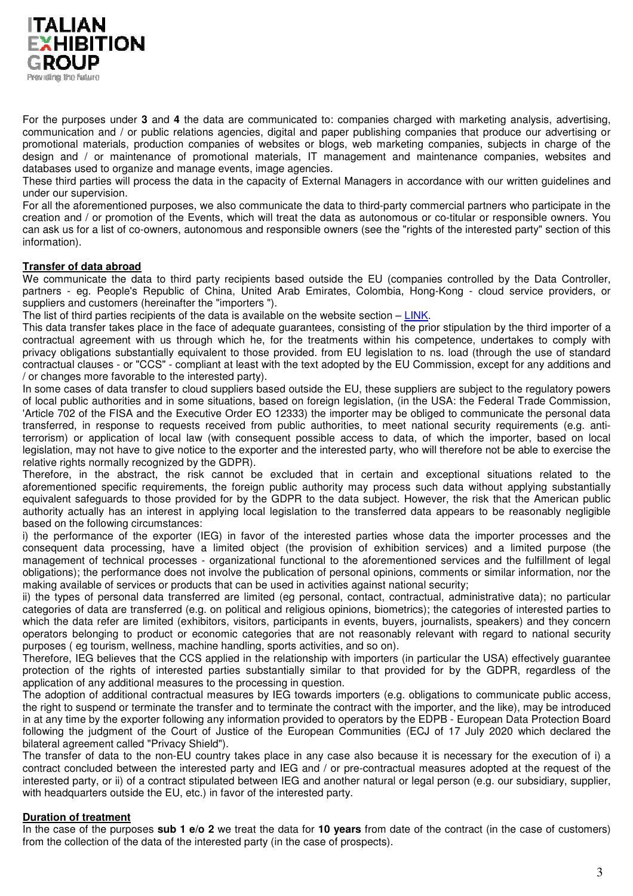For the purposes under **3** and **4** the data are communicated to: companies charged with marketing analysis, advertising, communication and / or public relations agencies, digital and paper publishing companies that produce our advertising or promotional materials, production companies of websites or blogs, web marketing companies, subjects in charge of the design and / or maintenance of promotional materials, IT management and maintenance companies, websites and databases used to organize and manage events, image agencies.

These third parties will process the data in the capacity of External Managers in accordance with our written guidelines and under our supervision.

For all the aforementioned purposes, we also communicate the data to third-party commercial partners who participate in the creation and / or promotion of the Events, which will treat the data as autonomous or co-titular or responsible owners. You can ask us for a list of co-owners, autonomous and responsible owners (see the "rights of the interested party" section of this information).

**Transfer of data abroad**

We communicate the data to third party recipients based outside the EU (companies controlled by the Data Controller, partners - eg. People's Republic of China, United Arab Emirates, Colombia, Hong-Kong - cloud service providers, or suppliers and customers (hereinafter the "importers ").

The list of third parties recipients of the data is available on the website section – LINK.

This data transfer takes place in the face of adequate guarantees, consisting of the prior stipulation by the third importer of a contractual agreement with us through which he, for the treatments within his competence, undertakes to comply with privacy obligations substantially equivalent to those provided. from EU legislation to ns. load (through the use of standard contractual clauses - or "CCS" - compliant at least with the text adopted by the EU Commission, except for any additions and / or changes more favorable to the interested party).

In some cases of data transfer to cloud suppliers based outside the EU, these suppliers are subject to the regulatory powers of local public authorities and in some situations, based on foreign legislation, (in the USA: the Federal Trade Commission, 'Article 702 of the FISA and the Executive Order EO 12333) the importer may be obliged to communicate the personal data transferred, in response to requests received from public authorities, to meet national security requirements (e.g. anti-terrorism) or application of local law (with consequent possible access to data, of which the importer, based on local legislation, may not have to give notice to the exporter and the interested party, who will therefore not be able to exercise the relative rights normally recognized by the GDPR).

Therefore, in the abstract, the risk cannot be excluded that in certain and exceptional situations related to the aforementioned specific requirements, the foreign public authority may process such data without applying substantially equivalent safeguards to those provided for by the GDPR to the data subject. However, the risk that the American public authority actually has an interest in applying local legislation to the transferred data appears to be reasonably negligible based on the following circumstances:

i) the performance of the exporter (IEG) in favor of the interested parties whose data the importer processes and the consequent data processing, have a limited object (the provision of exhibition services) and a limited purpose (the management of technical processes - organizational functional to the aforementioned services and the fulfillment of legal obligations); the performance does not involve the publication of personal opinions, comments or similar information, nor the making available of services or products that can be used in activities against national security;

ii) the types of personal data transferred are limited (eg personal, contact, contractual, administrative data); no particular categories of data are transferred (e.g. on political and religious opinions, biometrics); the categories of interested parties to which the data refer are limited (exhibitors, visitors, participants in events, buyers, journalists, speakers) and they concern operators belonging to product or economic categories that are not reasonably relevant with regard to national security purposes ( eg tourism, wellness, machine handling, sports activities, and so on).

Therefore, IEG believes that the CCS applied in the relationship with importers (in particular the USA) effectively guarantee protection of the rights of interested parties substantially similar to that provided for by the GDPR, regardless of the application of any additional measures to the processing in question.

The adoption of additional contractual measures by IEG towards importers (e.g. obligations to communicate public access, the right to suspend or terminate the transfer and to terminate the contract with the importer, and the like), may be introduced in at any time by the exporter following any information provided to operators by the EDPB - European Data Protection Board following the judgment of the Court of Justice of the European Communities (ECJ of 17 July 2020 which declared the bilateral agreement called "Privacy Shield").

The transfer of data to the non-EU country takes place in any case also because it is necessary for the execution of i) a contract concluded between the interested party and IEG and / or pre-contractual measures adopted at the request of the interested party, or ii) of a contract stipulated between IEG and another natural or legal person (e.g. our subsidiary, supplier, with headquarters outside the EU, etc.) in favor of the interested party.

**Duration of treatment**

In the case of the purposes **sub 1 e/o 2** we treat the data for **10 years** from date of the contract (in the case of customers) from the collection of the data of the interested party (in the case of prospects).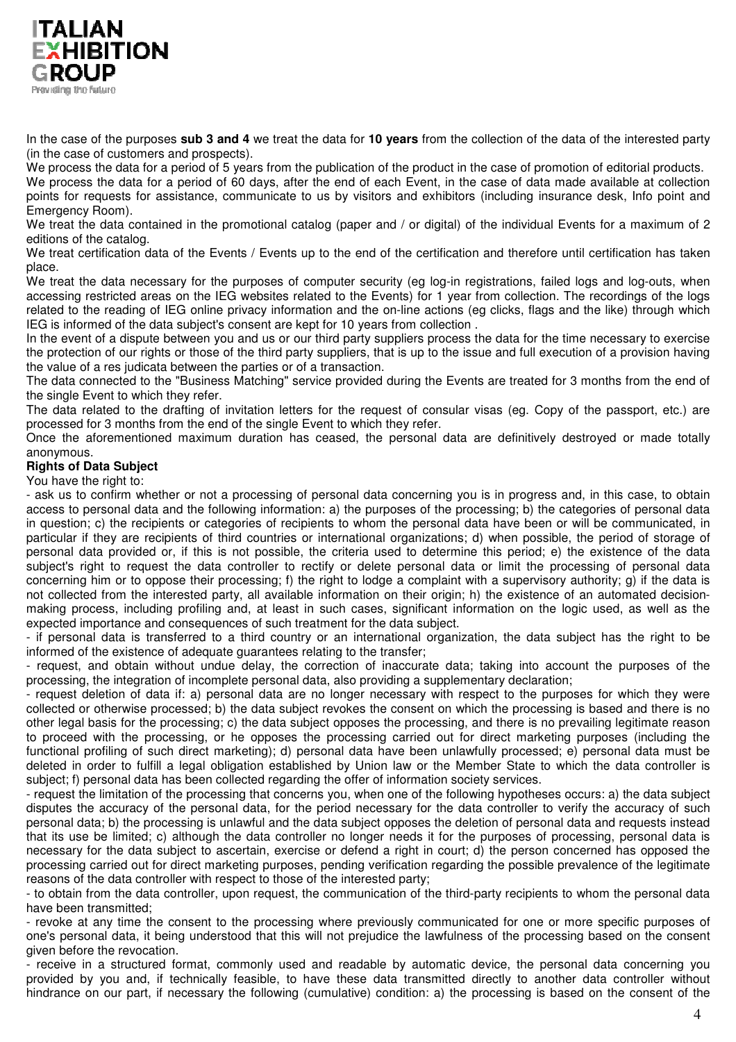In the case of the purposes **sub 3 and 4** we treat the data for **10 years** from the collection of the data of the interested party (in the case of customers and prospects).

We process the data for a period of 5 years from the publication of the product in the case of promotion of editorial products.

We process the data for a period of 60 days, after the end of each Event, in the case of data made available at collection points for requests for assistance, communicate to us by visitors and exhibitors (including insurance desk, Info point and Emergency Room).

We treat the data contained in the promotional catalog (paper and / or digital) of the individual Events for a maximum of 2 editions of the catalog.

We treat certification data of the Events / Events up to the end of the certification and therefore until certification has taken place.

We treat the data necessary for the purposes of computer security (eg log-in registrations, failed logs and log-outs, when accessing restricted areas on the IEG websites related to the Events) for 1 year from collection. The recordings of the logs related to the reading of IEG online privacy information and the on-line actions (eg clicks, flags and the like) through which IEG is informed of the data subject's consent are kept for 10 years from collection .

In the event of a dispute between you and us or our third party suppliers process the data for the time necessary to exercise the protection of our rights or those of the third party suppliers, that is up to the issue and full execution of a provision having the value of a res judicata between the parties or of a transaction.

The data connected to the "Business Matching" service provided during the Events are treated for 3 months from the end of the single Event to which they refer.

The data related to the drafting of invitation letters for the request of consular visas (eg. Copy of the passport, etc.) are processed for 3 months from the end of the single Event to which they refer.

Once the aforementioned maximum duration has ceased, the personal data are definitively destroyed or made totally anonymous.

**Rights of Data Subject**

You have the right to:

- ask us to confirm whether or not a processing of personal data concerning you is in progress and, in this case, to obtain access to personal data and the following information: a) the purposes of the processing; b) the categories of personal data in question; c) the recipients or categories of recipients to whom the personal data have been or will be communicated, in particular if they are recipients of third countries or international organizations; d) when possible, the period of storage of personal data provided or, if this is not possible, the criteria used to determine this period; e) the existence of the data subject's right to request the data controller to rectify or delete personal data or limit the processing of personal data concerning him or to oppose their processing; f) the right to lodge a complaint with a supervisory authority; g) if the data is not collected from the interested party, all available information on their origin; h) the existence of an automated decision-making process, including profiling and, at least in such cases, significant information on the logic used, as well as the expected importance and consequences of such treatment for the data subject.
- if personal data is transferred to a third country or an international organization, the data subject has the right to be informed of the existence of adequate guarantees relating to the transfer;
- request, and obtain without undue delay, the correction of inaccurate data; taking into account the purposes of the processing, the integration of incomplete personal data, also providing a supplementary declaration;
- request deletion of data if: a) personal data are no longer necessary with respect to the purposes for which they were collected or otherwise processed; b) the data subject revokes the consent on which the processing is based and there is no other legal basis for the processing; c) the data subject opposes the processing, and there is no prevailing legitimate reason to proceed with the processing, or he opposes the processing carried out for direct marketing purposes (including the functional profiling of such direct marketing); d) personal data have been unlawfully processed; e) personal data must be deleted in order to fulfill a legal obligation established by Union law or the Member State to which the data controller is subject; f) personal data has been collected regarding the offer of information society services.
- request the limitation of the processing that concerns you, when one of the following hypotheses occurs: a) the data subject disputes the accuracy of the personal data, for the period necessary for the data controller to verify the accuracy of such personal data; b) the processing is unlawful and the data subject opposes the deletion of personal data and requests instead that its use be limited; c) although the data controller no longer needs it for the purposes of processing, personal data is necessary for the data subject to ascertain, exercise or defend a right in court; d) the person concerned has opposed the processing carried out for direct marketing purposes, pending verification regarding the possible prevalence of the legitimate reasons of the data controller with respect to those of the interested party;
- to obtain from the data controller, upon request, the communication of the third-party recipients to whom the personal data have been transmitted;
- revoke at any time the consent to the processing where previously communicated for one or more specific purposes of one's personal data, it being understood that this will not prejudice the lawfulness of the processing based on the consent given before the revocation.
- receive in a structured format, commonly used and readable by automatic device, the personal data concerning you provided by you and, if technically feasible, to have these data transmitted directly to another data controller without hindrance on our part, if necessary the following (cumulative) condition: a) the processing is based on the consent of the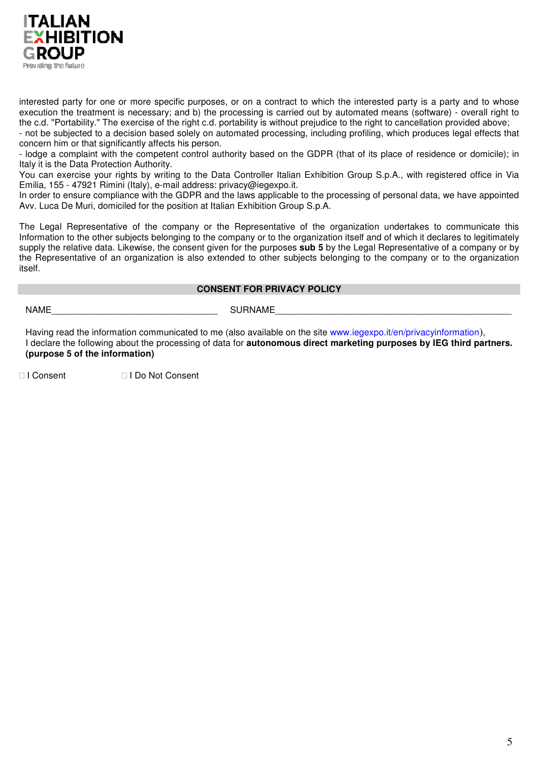interested party for one or more specific purposes, or on a contract to which the interested party is a party and to whose execution the treatment is necessary; and b) the processing is carried out by automated means (software) - overall right to the c.d. "Portability." The exercise of the right c.d. portability is without prejudice to the right to cancellation provided above;

- not be subjected to a decision based solely on automated processing, including profiling, which produces legal effects that concern him or that significantly affects his person.
- lodge a complaint with the competent control authority based on the GDPR (that of its place of residence or domicile); in Italy it is the Data Protection Authority.

You can exercise your rights by writing to the Data Controller Italian Exhibition Group S.p.A., with registered office in Via Emilia, 155 - 47921 Rimini (Italy), e-mail address: privacy@iegexpo.it.

In order to ensure compliance with the GDPR and the laws applicable to the processing of personal data, we have appointed Avv. Luca De Muri, domiciled for the position at Italian Exhibition Group S.p.A.

The Legal Representative of the company or the Representative of the organization undertakes to communicate this Information to the other subjects belonging to the company or to the organization itself and of which it declares to legitimately supply the relative data. Likewise, the consent given for the purposes **sub 5** by the Legal Representative of a company or by the Representative of an organization is also extended to other subjects belonging to the company or to the organization itself.

## CONSENT FOR PRIVACY POLICY

NAME________________________________ SURNAME______________________________________________

Having read the information communicated to me (also available on the site www.iegexpo.it/en/privacyinformation),
I declare the following about the processing of data for **autonomous direct marketing purposes by IEG third partners. (purpose 5 of the information)**

☐ I Consent ☐ I Do Not Consent